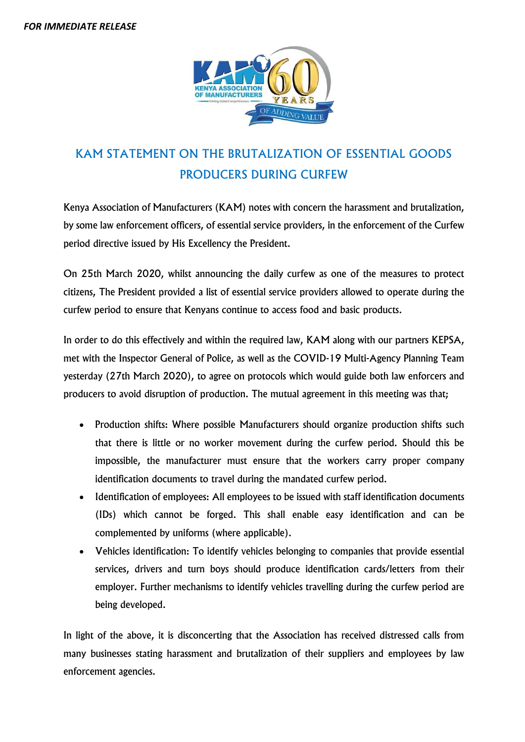***FOR IMMEDIATE RELEASE***

# KAM STATEMENT ON THE BRUTALIZATION OF ESSENTIAL GOODS PRODUCERS DURING CURFEW

Kenya Association of Manufacturers (KAM) notes with concern the harassment and brutalization, by some law enforcement officers, of essential service providers, in the enforcement of the Curfew period directive issued by His Excellency the President.

On 25th March 2020, whilst announcing the daily curfew as one of the measures to protect citizens, The President provided a list of essential service providers allowed to operate during the curfew period to ensure that Kenyans continue to access food and basic products.

In order to do this effectively and within the required law, KAM along with our partners KEPSA, met with the Inspector General of Police, as well as the COVID-19 Multi-Agency Planning Team yesterday (27th March 2020), to agree on protocols which would guide both law enforcers and producers to avoid disruption of production. The mutual agreement in this meeting was that;

- Production shifts: Where possible Manufacturers should organize production shifts such that there is little or no worker movement during the curfew period. Should this be impossible, the manufacturer must ensure that the workers carry proper company identification documents to travel during the mandated curfew period.
- Identification of employees: All employees to be issued with staff identification documents (IDs) which cannot be forged. This shall enable easy identification and can be complemented by uniforms (where applicable).
- Vehicles identification: To identify vehicles belonging to companies that provide essential services, drivers and turn boys should produce identification cards/letters from their employer. Further mechanisms to identify vehicles travelling during the curfew period are being developed.

In light of the above, it is disconcerting that the Association has received distressed calls from many businesses stating harassment and brutalization of their suppliers and employees by law enforcement agencies.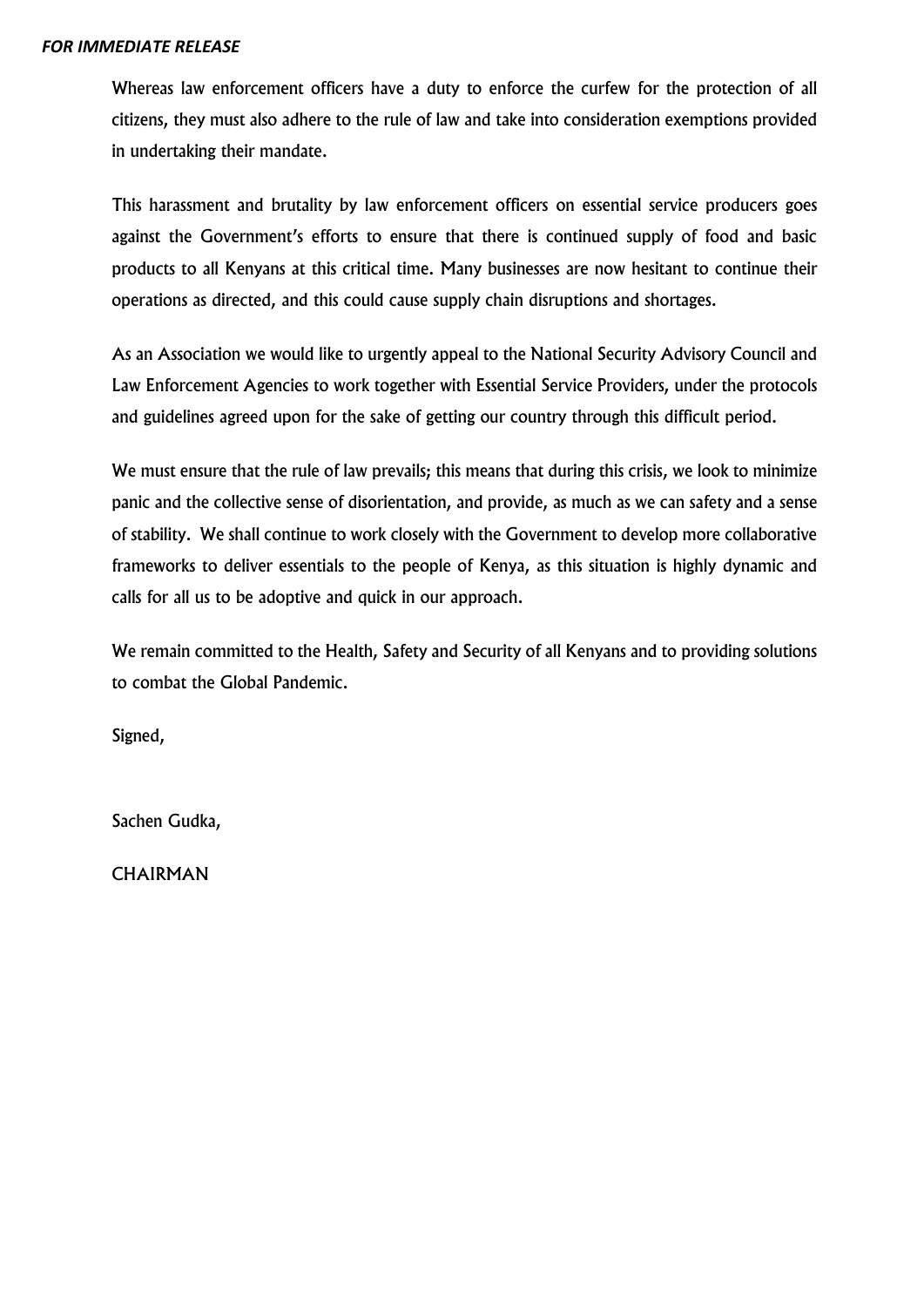***FOR IMMEDIATE RELEASE***

Whereas law enforcement officers have a duty to enforce the curfew for the protection of all citizens, they must also adhere to the rule of law and take into consideration exemptions provided in undertaking their mandate.

This harassment and brutality by law enforcement officers on essential service producers goes against the Government's efforts to ensure that there is continued supply of food and basic products to all Kenyans at this critical time. Many businesses are now hesitant to continue their operations as directed, and this could cause supply chain disruptions and shortages.

As an Association we would like to urgently appeal to the National Security Advisory Council and Law Enforcement Agencies to work together with Essential Service Providers, under the protocols and guidelines agreed upon for the sake of getting our country through this difficult period.

We must ensure that the rule of law prevails; this means that during this crisis, we look to minimize panic and the collective sense of disorientation, and provide, as much as we can safety and a sense of stability. We shall continue to work closely with the Government to develop more collaborative frameworks to deliver essentials to the people of Kenya, as this situation is highly dynamic and calls for all us to be adoptive and quick in our approach.

We remain committed to the Health, Safety and Security of all Kenyans and to providing solutions to combat the Global Pandemic.

Signed,

Sachen Gudka,

CHAIRMAN